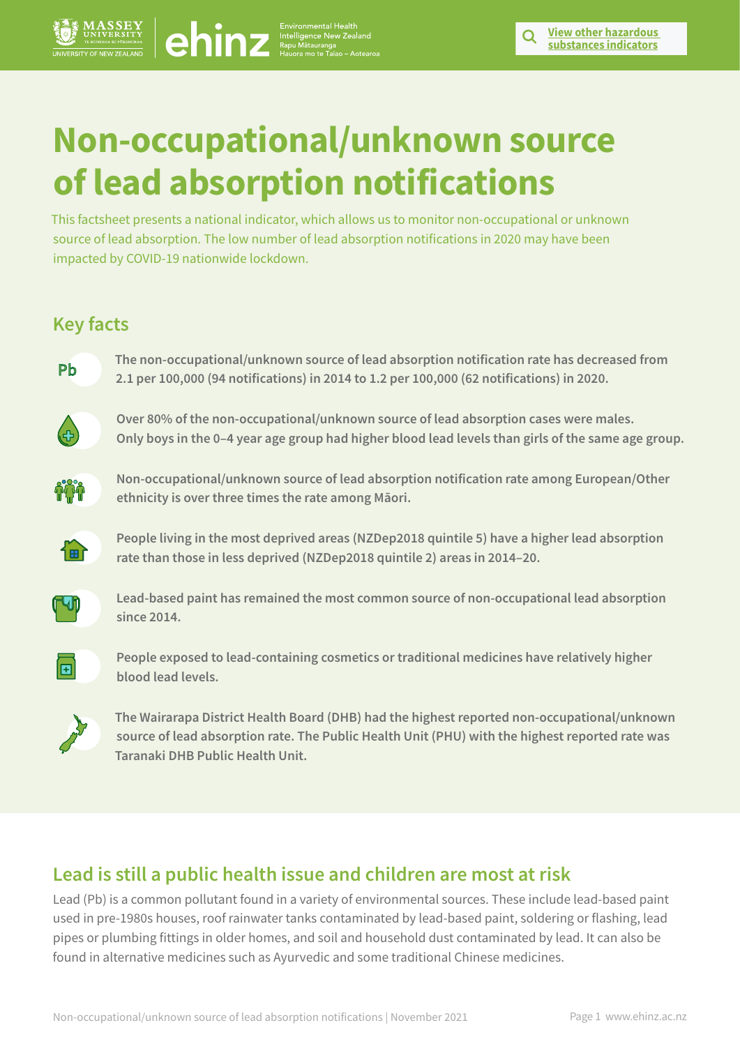# Non-occupational/unknown source of lead absorption notifications

This factsheet presents a national indicator, which allows us to monitor non-occupational or unknown source of lead absorption. The low number of lead absorption notifications in 2020 may have been impacted by COVID-19 nationwide lockdown.

## Key facts

**The non-occupational/unknown source of lead absorption notification rate has decreased from 2.1 per 100,000 (94 notifications) in 2014 to 1.2 per 100,000 (62 notifications) in 2020.**

**Over 80% of the non-occupational/unknown source of lead absorption cases were males. Only boys in the 0–4 year age group had higher blood lead levels than girls of the same age group.**

**Non-occupational/unknown source of lead absorption notification rate among European/Other ethnicity is over three times the rate among Māori.**

**People living in the most deprived areas (NZDep2018 quintile 5) have a higher lead absorption rate than those in less deprived (NZDep2018 quintile 2) areas in 2014–20.**

**Lead-based paint has remained the most common source of non-occupational lead absorption since 2014.**

**People exposed to lead-containing cosmetics or traditional medicines have relatively higher blood lead levels.**

**The Wairarapa District Health Board (DHB) had the highest reported non-occupational/unknown source of lead absorption rate. The Public Health Unit (PHU) with the highest reported rate was Taranaki DHB Public Health Unit.**

## Lead is still a public health issue and children are most at risk

Lead (Pb) is a common pollutant found in a variety of environmental sources. These include lead-based paint used in pre-1980s houses, roof rainwater tanks contaminated by lead-based paint, soldering or flashing, lead pipes or plumbing fittings in older homes, and soil and household dust contaminated by lead. It can also be found in alternative medicines such as Ayurvedic and some traditional Chinese medicines.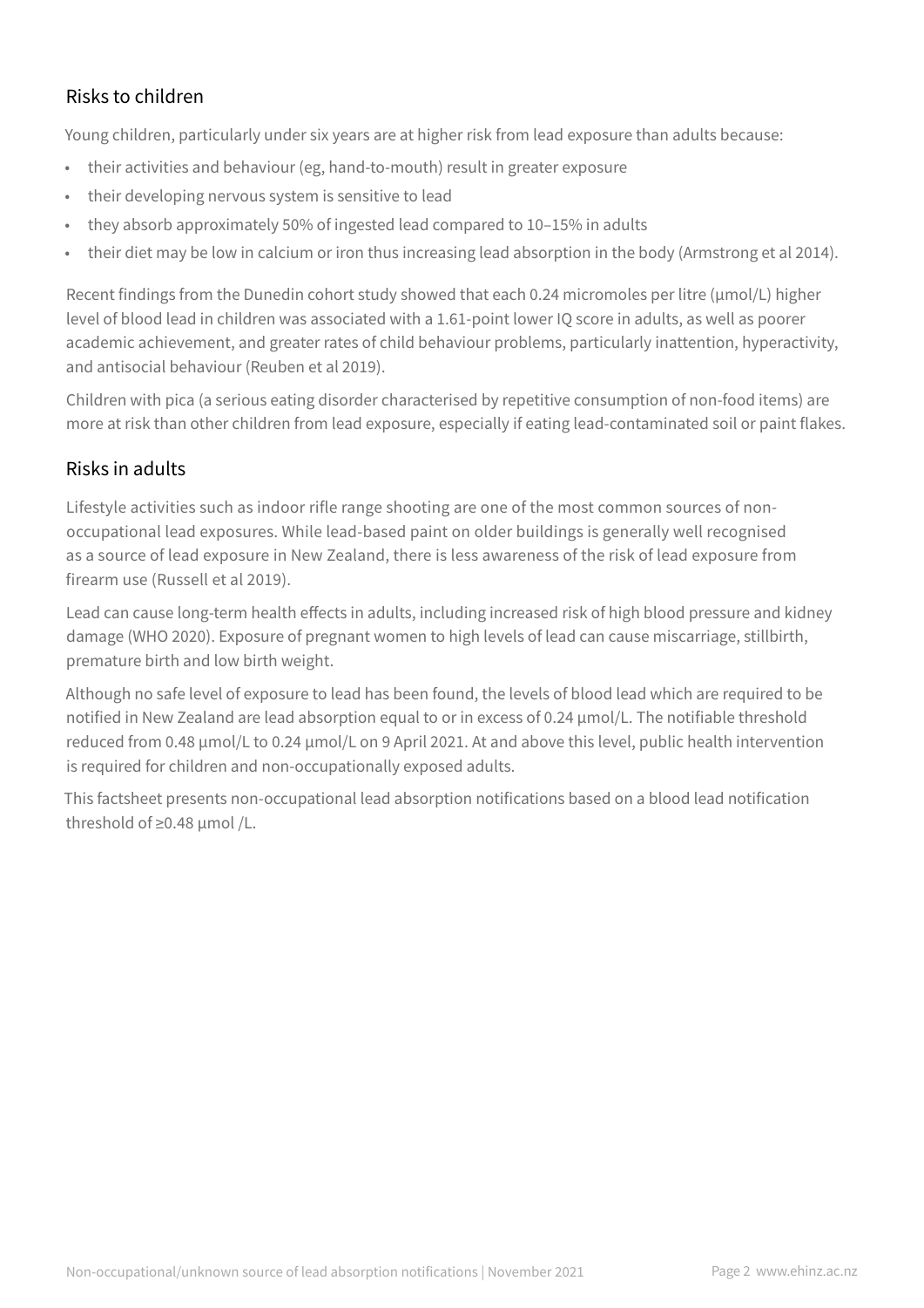## Risks to children

Young children, particularly under six years are at higher risk from lead exposure than adults because:

- their activities and behaviour (eg, hand-to-mouth) result in greater exposure
- their developing nervous system is sensitive to lead
- they absorb approximately 50% of ingested lead compared to 10–15% in adults
- their diet may be low in calcium or iron thus increasing lead absorption in the body (Armstrong et al 2014).

Recent findings from the Dunedin cohort study showed that each 0.24 micromoles per litre (µmol/L) higher level of blood lead in children was associated with a 1.61-point lower IQ score in adults, as well as poorer academic achievement, and greater rates of child behaviour problems, particularly inattention, hyperactivity, and antisocial behaviour (Reuben et al 2019).

Children with pica (a serious eating disorder characterised by repetitive consumption of non-food items) are more at risk than other children from lead exposure, especially if eating lead-contaminated soil or paint flakes.

## Risks in adults

Lifestyle activities such as indoor rifle range shooting are one of the most common sources of non-occupational lead exposures. While lead-based paint on older buildings is generally well recognised as a source of lead exposure in New Zealand, there is less awareness of the risk of lead exposure from firearm use (Russell et al 2019).

Lead can cause long-term health effects in adults, including increased risk of high blood pressure and kidney damage (WHO 2020). Exposure of pregnant women to high levels of lead can cause miscarriage, stillbirth, premature birth and low birth weight.

Although no safe level of exposure to lead has been found, the levels of blood lead which are required to be notified in New Zealand are lead absorption equal to or in excess of 0.24 µmol/L. The notifiable threshold reduced from 0.48 µmol/L to 0.24 µmol/L on 9 April 2021. At and above this level, public health intervention is required for children and non-occupationally exposed adults.

This factsheet presents non-occupational lead absorption notifications based on a blood lead notification threshold of ≥0.48 µmol /L.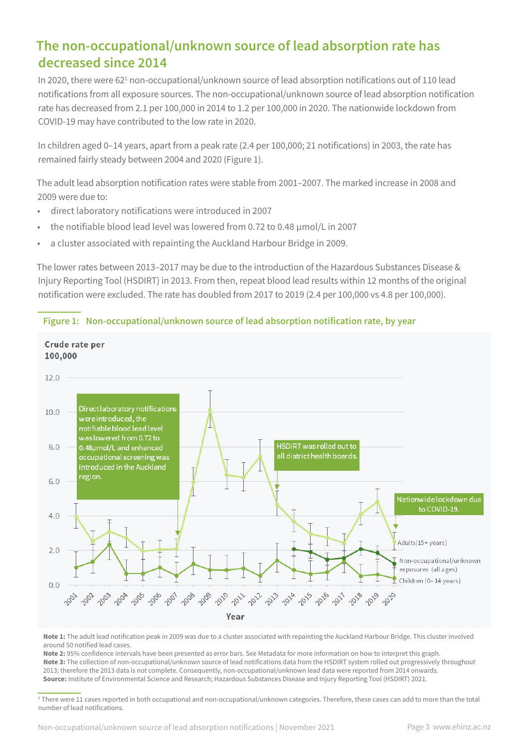## The non-occupational/unknown source of lead absorption rate has decreased since 2014

In 2020, there were 62[1] non-occupational/unknown source of lead absorption notifications out of 110 lead notifications from all exposure sources. The non-occupational/unknown source of lead absorption notification rate has decreased from 2.1 per 100,000 in 2014 to 1.2 per 100,000 in 2020. The nationwide lockdown from COVID-19 may have contributed to the low rate in 2020.

In children aged 0–14 years, apart from a peak rate (2.4 per 100,000; 21 notifications) in 2003, the rate has remained fairly steady between 2004 and 2020 (Figure 1).

The adult lead absorption notification rates were stable from 2001–2007. The marked increase in 2008 and 2009 were due to:

- direct laboratory notifications were introduced in 2007
- the notifiable blood lead level was lowered from 0.72 to 0.48 µmol/L in 2007
- a cluster associated with repainting the Auckland Harbour Bridge in 2009.

The lower rates between 2013–2017 may be due to the introduction of the Hazardous Substances Disease & Injury Reporting Tool (HSDIRT) in 2013. From then, repeat blood lead results within 12 months of the original notification were excluded. The rate has doubled from 2017 to 2019 (2.4 per 100,000 vs 4.8 per 100,000).

**Figure 1: Non-occupational/unknown source of lead absorption notification rate, by year**

Crude rate per 100,000

Direct laboratory notifications were introduced, the notifiable blood lead level was lowered from 0.72 to 0.48µmol/L and enhanced occupational screening was introduced in the Auckland region.

HSDIRT was rolled out to all district health boards.

Nationwide lockdown due to COVID-19.

Adults (15+ years)

Non-occupational/unknown exposures (all ages)

Children (0–14 years)

Year

**Note 1:** The adult lead notification peak in 2009 was due to a cluster associated with repainting the Auckland Harbour Bridge. This cluster involved around 50 notified lead cases.

**Note 2:** 95% confidence intervals have been presented as error bars. See Metadata for more information on how to interpret this graph.

**Note 3:** The collection of non-occupational/unknown source of lead notifications data from the HSDIRT system rolled out progressively throughout 2013; therefore the 2013 data is not complete. Consequently, non-occupational/unknown lead data were reported from 2014 onwards.

**Source:** Institute of Environmental Science and Research; Hazardous Substances Disease and Injury Reporting Tool (HSDIRT) 2021.

[1] There were 11 cases reported in both occupational and non-occupational/unknown categories. Therefore, these cases can add to more than the total number of lead notifications.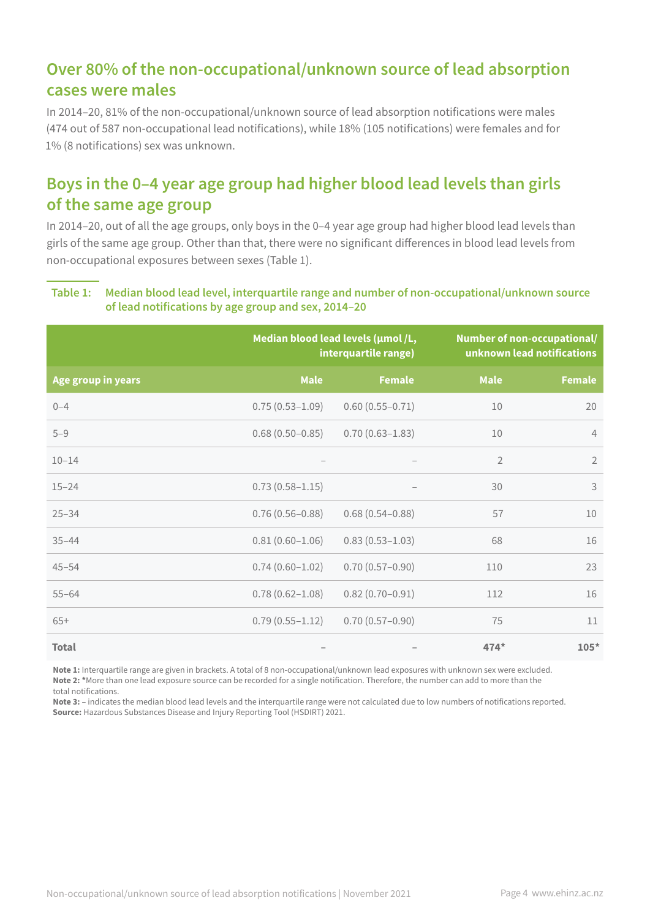## Over 80% of the non-occupational/unknown source of lead absorption cases were males

In 2014–20, 81% of the non-occupational/unknown source of lead absorption notifications were males (474 out of 587 non-occupational lead notifications), while 18% (105 notifications) were females and for 1% (8 notifications) sex was unknown.

## Boys in the 0–4 year age group had higher blood lead levels than girls of the same age group

In 2014–20, out of all the age groups, only boys in the 0–4 year age group had higher blood lead levels than girls of the same age group. Other than that, there were no significant differences in blood lead levels from non-occupational exposures between sexes (Table 1).

**Table 1: Median blood lead level, interquartile range and number of non-occupational/unknown source of lead notifications by age group and sex, 2014–20**

| | Median blood lead levels (µmol /L, interquartile range) | | Number of non-occupational/ unknown lead notifications | |
|---|---|---|---|---|
| **Age group in years** | **Male** | **Female** | **Male** | **Female** |
| 0–4 | 0.75 (0.53–1.09) | 0.60 (0.55–0.71) | 10 | 20 |
| 5–9 | 0.68 (0.50–0.85) | 0.70 (0.63–1.83) | 10 | 4 |
| 10–14 | – | – | 2 | 2 |
| 15–24 | 0.73 (0.58–1.15) | – | 30 | 3 |
| 25–34 | 0.76 (0.56–0.88) | 0.68 (0.54–0.88) | 57 | 10 |
| 35–44 | 0.81 (0.60–1.06) | 0.83 (0.53–1.03) | 68 | 16 |
| 45–54 | 0.74 (0.60–1.02) | 0.70 (0.57–0.90) | 110 | 23 |
| 55–64 | 0.78 (0.62–1.08) | 0.82 (0.70–0.91) | 112 | 16 |
| 65+ | 0.79 (0.55–1.12) | 0.70 (0.57–0.90) | 75 | 11 |
| **Total** | – | – | **474*** | **105*** |

**Note 1:** Interquartile range are given in brackets. A total of 8 non-occupational/unknown lead exposures with unknown sex were excluded.
**Note 2:** *More than one lead exposure source can be recorded for a single notification. Therefore, the number can add to more than the total notifications.
**Note 3:** – indicates the median blood lead levels and the interquartile range were not calculated due to low numbers of notifications reported.
**Source:** Hazardous Substances Disease and Injury Reporting Tool (HSDIRT) 2021.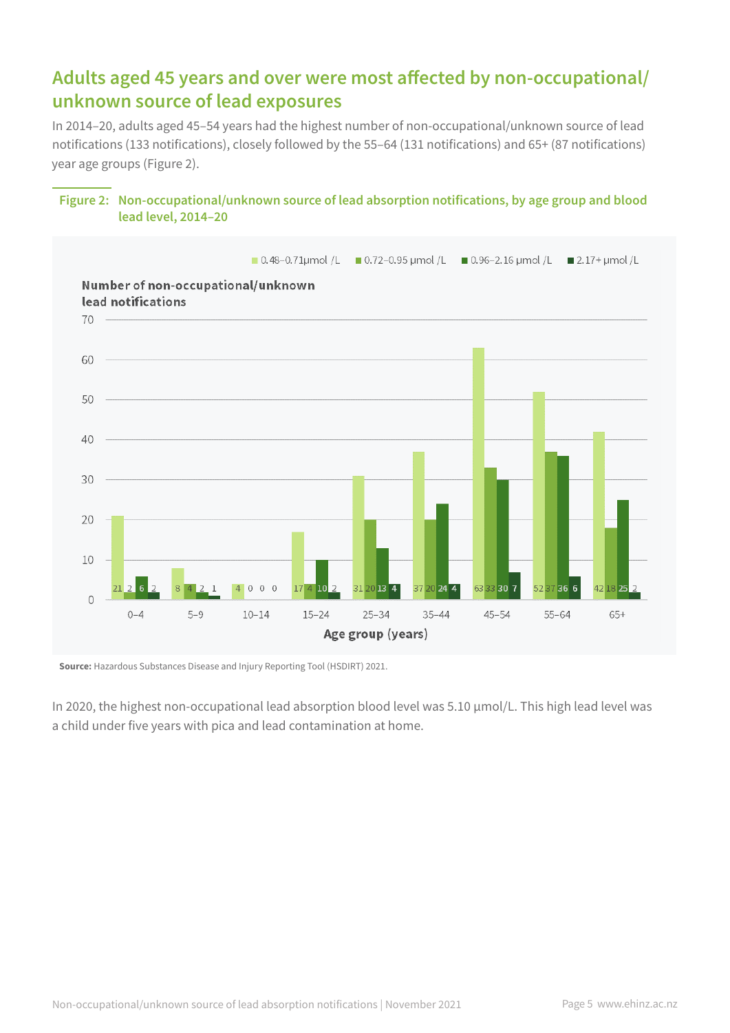## Adults aged 45 years and over were most affected by non-occupational/unknown source of lead exposures

In 2014–20, adults aged 45–54 years had the highest number of non-occupational/unknown source of lead notifications (133 notifications), closely followed by the 55–64 (131 notifications) and 65+ (87 notifications) year age groups (Figure 2).

**Figure 2: Non-occupational/unknown source of lead absorption notifications, by age group and blood lead level, 2014–20**

Number of non-occupational/unknown lead notifications

| Age group (years) | 0.48–0.71μmol /L | 0.72–0.95 μmol /L | 0.96–2.16 μmol /L | 2.17+ μmol /L |
|---|---|---|---|---|
| 0–4 | 21 | 2 | 6 | 2 |
| 5–9 | 8 | 4 | 2 | 1 |
| 10–14 | 4 | 0 | 0 | 0 |
| 15–24 | 17 | 4 | 10 | 2 |
| 25–34 | 31 | 20 | 13 | 4 |
| 35–44 | 37 | 20 | 24 | 4 |
| 45–54 | 63 | 33 | 30 | 7 |
| 55–64 | 52 | 37 | 36 | 6 |
| 65+ | 42 | 18 | 25 | 2 |

**Source:** Hazardous Substances Disease and Injury Reporting Tool (HSDIRT) 2021.

In 2020, the highest non-occupational lead absorption blood level was 5.10 μmol/L. This high lead level was a child under five years with pica and lead contamination at home.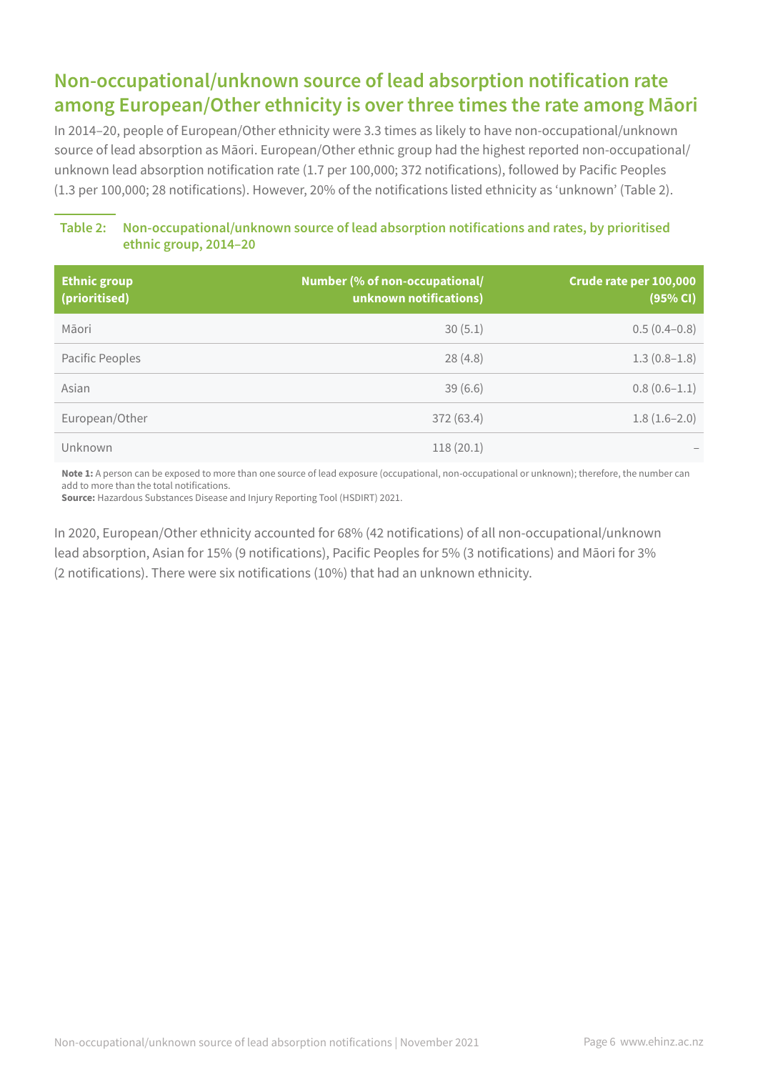## Non-occupational/unknown source of lead absorption notification rate among European/Other ethnicity is over three times the rate among Māori

In 2014–20, people of European/Other ethnicity were 3.3 times as likely to have non-occupational/unknown source of lead absorption as Māori. European/Other ethnic group had the highest reported non-occupational/unknown lead absorption notification rate (1.7 per 100,000; 372 notifications), followed by Pacific Peoples (1.3 per 100,000; 28 notifications). However, 20% of the notifications listed ethnicity as 'unknown' (Table 2).

**Table 2: Non-occupational/unknown source of lead absorption notifications and rates, by prioritised ethnic group, 2014–20**

| Ethnic group (prioritised) | Number (% of non-occupational/ unknown notifications) | Crude rate per 100,000 (95% CI) |
|---|---|---|
| Māori | 30 (5.1) | 0.5 (0.4–0.8) |
| Pacific Peoples | 28 (4.8) | 1.3 (0.8–1.8) |
| Asian | 39 (6.6) | 0.8 (0.6–1.1) |
| European/Other | 372 (63.4) | 1.8 (1.6–2.0) |
| Unknown | 118 (20.1) | – |

**Note 1:** A person can be exposed to more than one source of lead exposure (occupational, non-occupational or unknown); therefore, the number can add to more than the total notifications.
**Source:** Hazardous Substances Disease and Injury Reporting Tool (HSDIRT) 2021.

In 2020, European/Other ethnicity accounted for 68% (42 notifications) of all non-occupational/unknown lead absorption, Asian for 15% (9 notifications), Pacific Peoples for 5% (3 notifications) and Māori for 3% (2 notifications). There were six notifications (10%) that had an unknown ethnicity.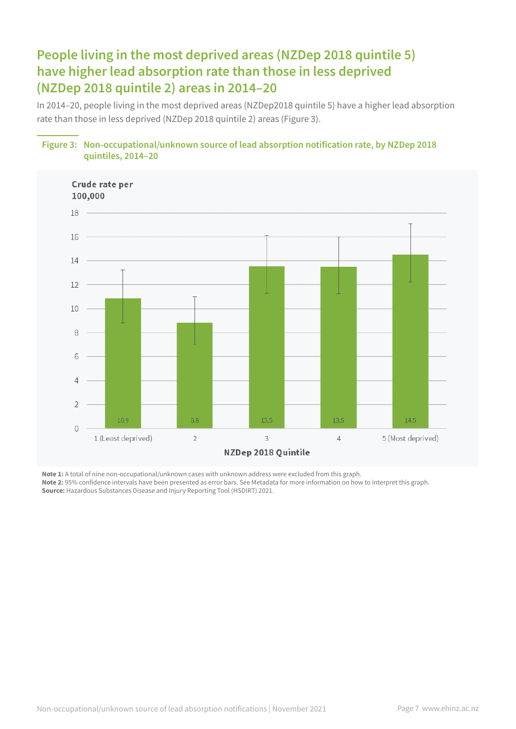## People living in the most deprived areas (NZDep 2018 quintile 5) have higher lead absorption rate than those in less deprived (NZDep 2018 quintile 2) areas in 2014–20

In 2014–20, people living in the most deprived areas (NZDep2018 quintile 5) have a higher lead absorption rate than those in less deprived (NZDep 2018 quintile 2) areas (Figure 3).

**Figure 3: Non-occupational/unknown source of lead absorption notification rate, by NZDep 2018 quintiles, 2014–20**

| NZDep 2018 Quintile | Crude rate per 100,000 |
|---|---|
| 1 (Least deprived) | 10.9 |
| 2 | 8.8 |
| 3 | 13.5 |
| 4 | 13.5 |
| 5 (Most deprived) | 14.5 |

**Note 1:** A total of nine non-occupational/unknown cases with unknown address were excluded from this graph.
**Note 2:** 95% confidence intervals have been presented as error bars. See Metadata for more information on how to interpret this graph.
**Source:** Hazardous Substances Disease and Injury Reporting Tool (HSDIRT) 2021.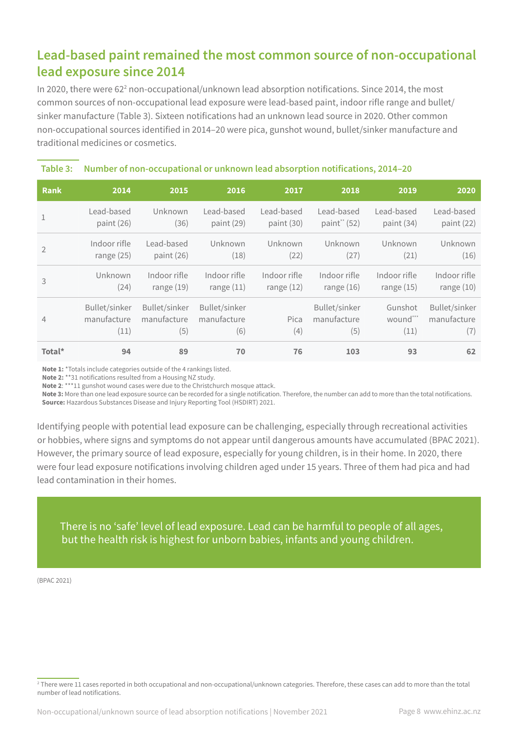## Lead-based paint remained the most common source of non-occupational lead exposure since 2014

In 2020, there were 62[2] non-occupational/unknown lead absorption notifications. Since 2014, the most common sources of non-occupational lead exposure were lead-based paint, indoor rifle range and bullet/sinker manufacture (Table 3). Sixteen notifications had an unknown lead source in 2020. Other common non-occupational sources identified in 2014–20 were pica, gunshot wound, bullet/sinker manufacture and traditional medicines or cosmetics.

**Table 3: Number of non-occupational or unknown lead absorption notifications, 2014–20**

| Rank | 2014 | 2015 | 2016 | 2017 | 2018 | 2019 | 2020 |
|---|---|---|---|---|---|---|---|
| 1 | Lead-based paint (26) | Unknown (36) | Lead-based paint (29) | Lead-based paint (30) | Lead-based paint** (52) | Lead-based paint (34) | Lead-based paint (22) |
| 2 | Indoor rifle range (25) | Lead-based paint (26) | Unknown (18) | Unknown (22) | Unknown (27) | Unknown (21) | Unknown (16) |
| 3 | Unknown (24) | Indoor rifle range (19) | Indoor rifle range (11) | Indoor rifle range (12) | Indoor rifle range (16) | Indoor rifle range (15) | Indoor rifle range (10) |
| 4 | Bullet/sinker manufacture (11) | Bullet/sinker manufacture (5) | Bullet/sinker manufacture (6) | Pica (4) | Bullet/sinker manufacture (5) | Gunshot wound*** (11) | Bullet/sinker manufacture (7) |
| **Total*** | **94** | **89** | **70** | **76** | **103** | **93** | **62** |

**Note 1:** *Totals include categories outside of the 4 rankings listed.
**Note 2:** **31 notifications resulted from a Housing NZ study.
**Note 2**: ***11 gunshot wound cases were due to the Christchurch mosque attack.
**Note 3:** More than one lead exposure source can be recorded for a single notification. Therefore, the number can add to more than the total notifications.
**Source:** Hazardous Substances Disease and Injury Reporting Tool (HSDIRT) 2021.

Identifying people with potential lead exposure can be challenging, especially through recreational activities or hobbies, where signs and symptoms do not appear until dangerous amounts have accumulated (BPAC 2021). However, the primary source of lead exposure, especially for young children, is in their home. In 2020, there were four lead exposure notifications involving children aged under 15 years. Three of them had pica and had lead contamination in their homes.

> There is no 'safe' level of lead exposure. Lead can be harmful to people of all ages, but the health risk is highest for unborn babies, infants and young children.

(BPAC 2021)

[2] There were 11 cases reported in both occupational and non-occupational/unknown categories. Therefore, these cases can add to more than the total number of lead notifications.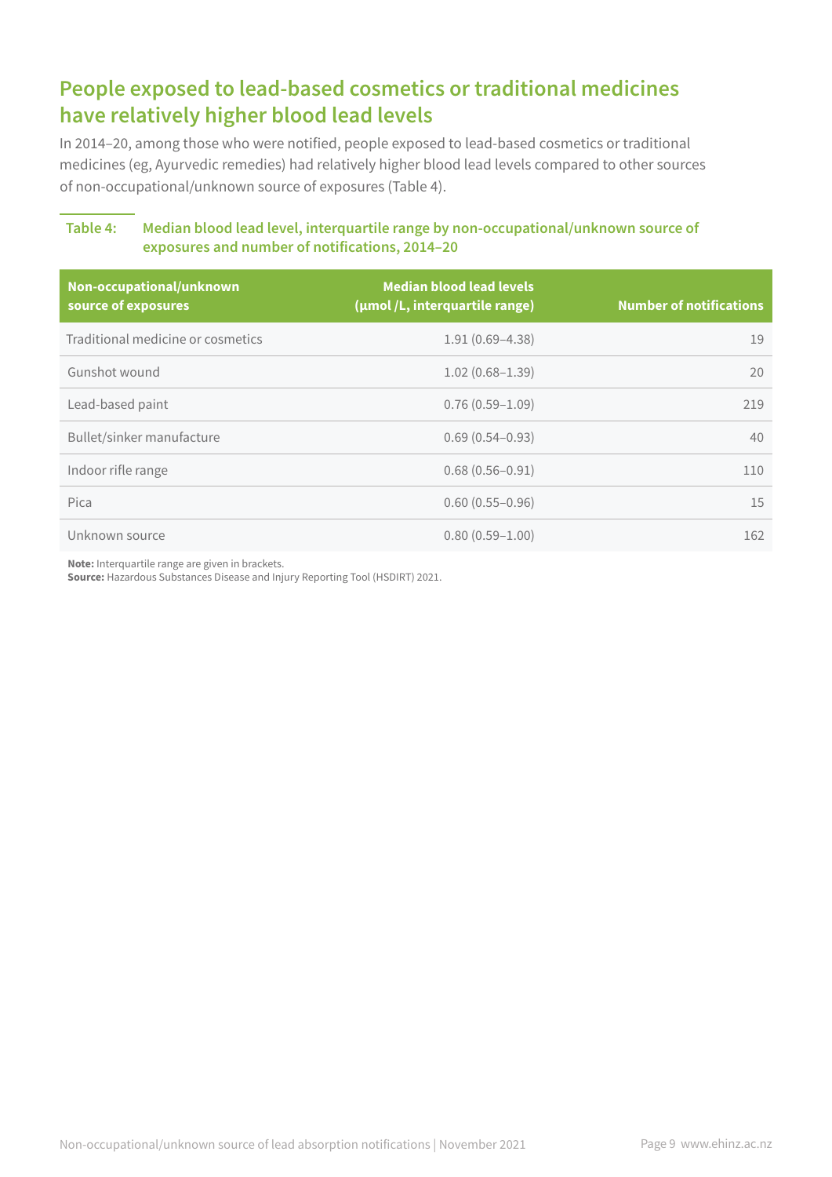## People exposed to lead-based cosmetics or traditional medicines have relatively higher blood lead levels

In 2014–20, among those who were notified, people exposed to lead-based cosmetics or traditional medicines (eg, Ayurvedic remedies) had relatively higher blood lead levels compared to other sources of non-occupational/unknown source of exposures (Table 4).

**Table 4: Median blood lead level, interquartile range by non-occupational/unknown source of exposures and number of notifications, 2014–20**

| Non-occupational/unknown source of exposures | Median blood lead levels (µmol /L, interquartile range) | Number of notifications |
|---|---|---|
| Traditional medicine or cosmetics | 1.91 (0.69–4.38) | 19 |
| Gunshot wound | 1.02 (0.68–1.39) | 20 |
| Lead-based paint | 0.76 (0.59–1.09) | 219 |
| Bullet/sinker manufacture | 0.69 (0.54–0.93) | 40 |
| Indoor rifle range | 0.68 (0.56–0.91) | 110 |
| Pica | 0.60 (0.55–0.96) | 15 |
| Unknown source | 0.80 (0.59–1.00) | 162 |

**Note:** Interquartile range are given in brackets.
**Source:** Hazardous Substances Disease and Injury Reporting Tool (HSDIRT) 2021.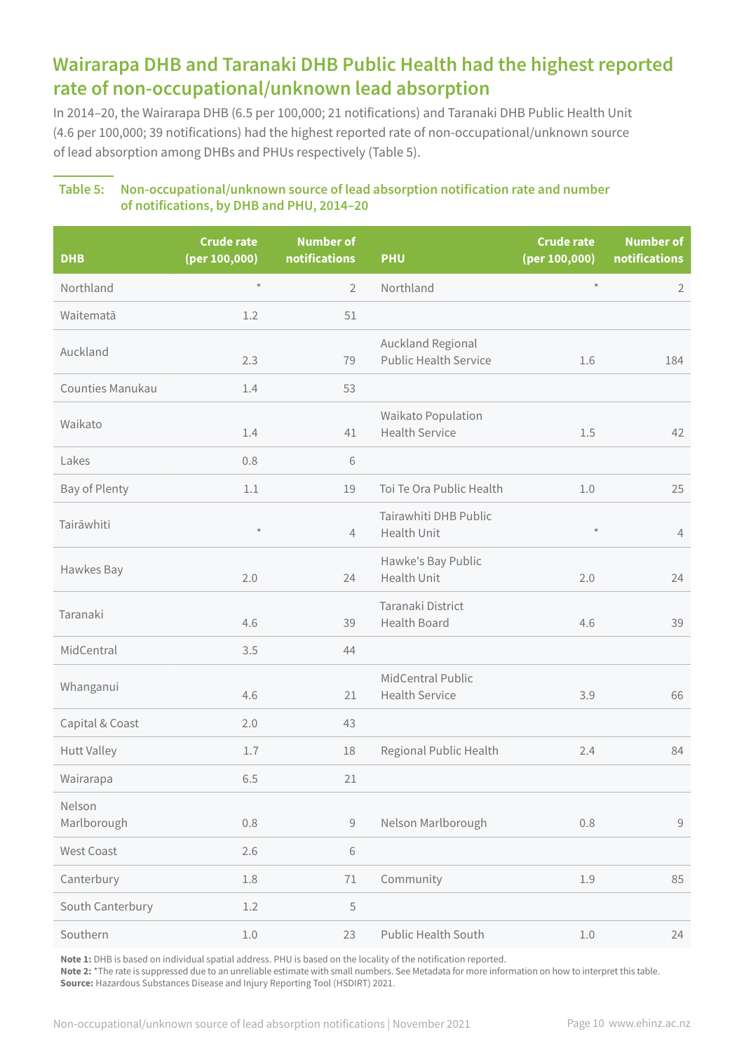## Wairarapa DHB and Taranaki DHB Public Health had the highest reported rate of non-occupational/unknown lead absorption

In 2014–20, the Wairarapa DHB (6.5 per 100,000; 21 notifications) and Taranaki DHB Public Health Unit (4.6 per 100,000; 39 notifications) had the highest reported rate of non-occupational/unknown source of lead absorption among DHBs and PHUs respectively (Table 5).

**Table 5: Non-occupational/unknown source of lead absorption notification rate and number of notifications, by DHB and PHU, 2014–20**

| DHB | Crude rate (per 100,000) | Number of notifications | PHU | Crude rate (per 100,000) | Number of notifications |
|---|---|---|---|---|---|
| Northland | * | 2 | Northland | * | 2 |
| Waitematā | 1.2 | 51 | | | |
| Auckland | 2.3 | 79 | Auckland Regional Public Health Service | 1.6 | 184 |
| Counties Manukau | 1.4 | 53 | | | |
| Waikato | 1.4 | 41 | Waikato Population Health Service | 1.5 | 42 |
| Lakes | 0.8 | 6 | | | |
| Bay of Plenty | 1.1 | 19 | Toi Te Ora Public Health | 1.0 | 25 |
| Tairāwhiti | * | 4 | Tairawhiti DHB Public Health Unit | * | 4 |
| Hawkes Bay | 2.0 | 24 | Hawke's Bay Public Health Unit | 2.0 | 24 |
| Taranaki | 4.6 | 39 | Taranaki District Health Board | 4.6 | 39 |
| MidCentral | 3.5 | 44 | | | |
| Whanganui | 4.6 | 21 | MidCentral Public Health Service | 3.9 | 66 |
| Capital & Coast | 2.0 | 43 | | | |
| Hutt Valley | 1.7 | 18 | Regional Public Health | 2.4 | 84 |
| Wairarapa | 6.5 | 21 | | | |
| Nelson Marlborough | 0.8 | 9 | Nelson Marlborough | 0.8 | 9 |
| West Coast | 2.6 | 6 | | | |
| Canterbury | 1.8 | 71 | Community | 1.9 | 85 |
| South Canterbury | 1.2 | 5 | | | |
| Southern | 1.0 | 23 | Public Health South | 1.0 | 24 |

**Note 1:** DHB is based on individual spatial address. PHU is based on the locality of the notification reported.
**Note 2:** *The rate is suppressed due to an unreliable estimate with small numbers. See Metadata for more information on how to interpret this table.
**Source:** Hazardous Substances Disease and Injury Reporting Tool (HSDIRT) 2021.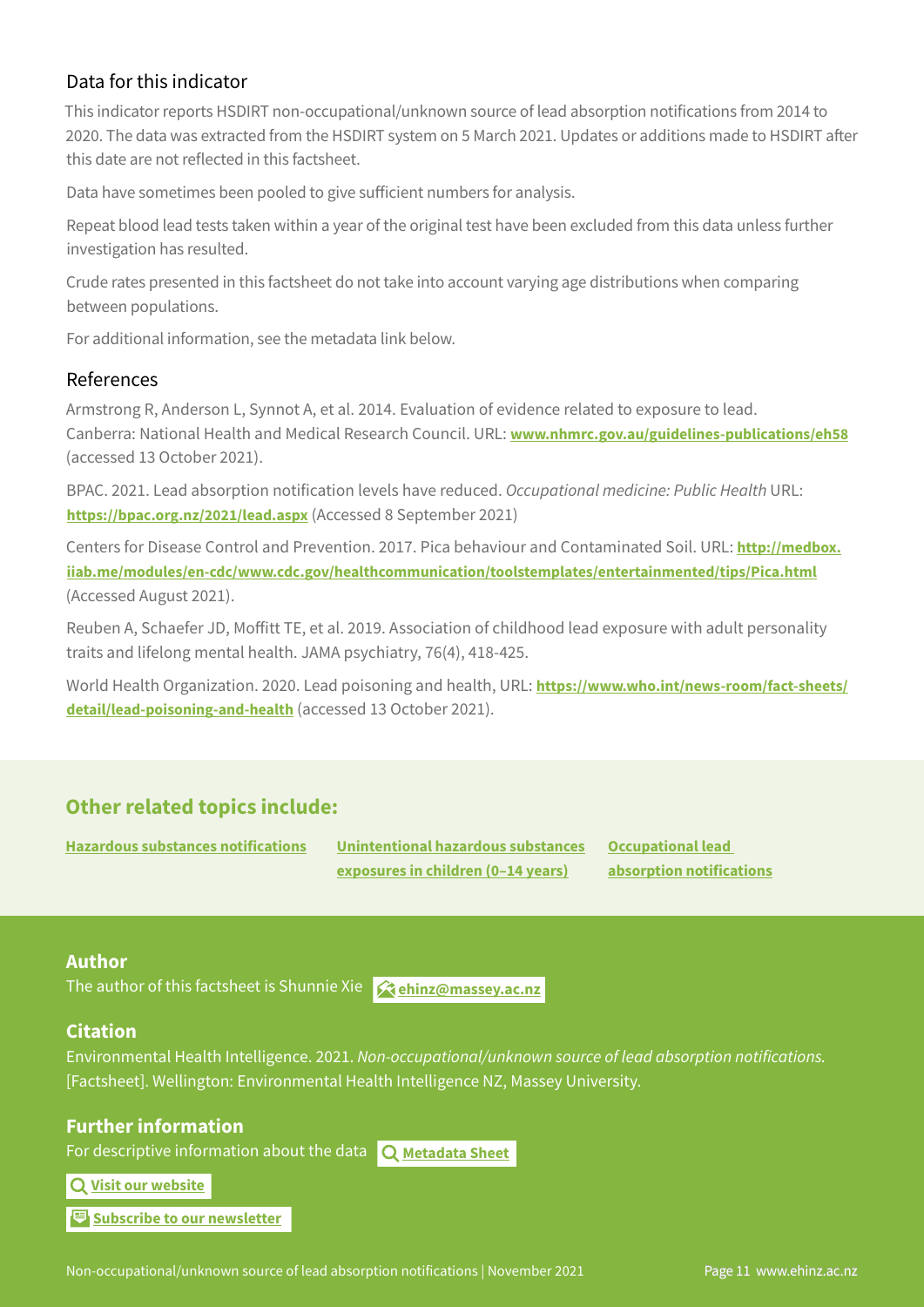## Data for this indicator

This indicator reports HSDIRT non-occupational/unknown source of lead absorption notifications from 2014 to 2020. The data was extracted from the HSDIRT system on 5 March 2021. Updates or additions made to HSDIRT after this date are not reflected in this factsheet.

Data have sometimes been pooled to give sufficient numbers for analysis.

Repeat blood lead tests taken within a year of the original test have been excluded from this data unless further investigation has resulted.

Crude rates presented in this factsheet do not take into account varying age distributions when comparing between populations.

For additional information, see the metadata link below.

## References

Armstrong R, Anderson L, Synnot A, et al. 2014. Evaluation of evidence related to exposure to lead. Canberra: National Health and Medical Research Council. URL: **www.nhmrc.gov.au/guidelines-publications/eh58** (accessed 13 October 2021).

BPAC. 2021. Lead absorption notification levels have reduced. *Occupational medicine: Public Health* URL: **https://bpac.org.nz/2021/lead.aspx** (Accessed 8 September 2021)

Centers for Disease Control and Prevention. 2017. Pica behaviour and Contaminated Soil. URL: **http://medbox.iiab.me/modules/en-cdc/www.cdc.gov/healthcommunication/toolstemplates/entertainmented/tips/Pica.html** (Accessed August 2021).

Reuben A, Schaefer JD, Moffitt TE, et al. 2019. Association of childhood lead exposure with adult personality traits and lifelong mental health. JAMA psychiatry, 76(4), 418-425.

World Health Organization. 2020. Lead poisoning and health, URL: **https://www.who.int/news-room/fact-sheets/detail/lead-poisoning-and-health** (accessed 13 October 2021).

## Other related topics include:

**Hazardous substances notifications**

**Unintentional hazardous substances exposures in children (0–14 years)**

**Occupational lead absorption notifications**

## Author

The author of this factsheet is Shunnie Xie **ehinz@massey.ac.nz**

## Citation

Environmental Health Intelligence. 2021. *Non-occupational/unknown source of lead absorption notifications.* [Factsheet]. Wellington: Environmental Health Intelligence NZ, Massey University.

## Further information

For descriptive information about the data **Metadata Sheet**

**Visit our website**

**Subscribe to our newsletter**